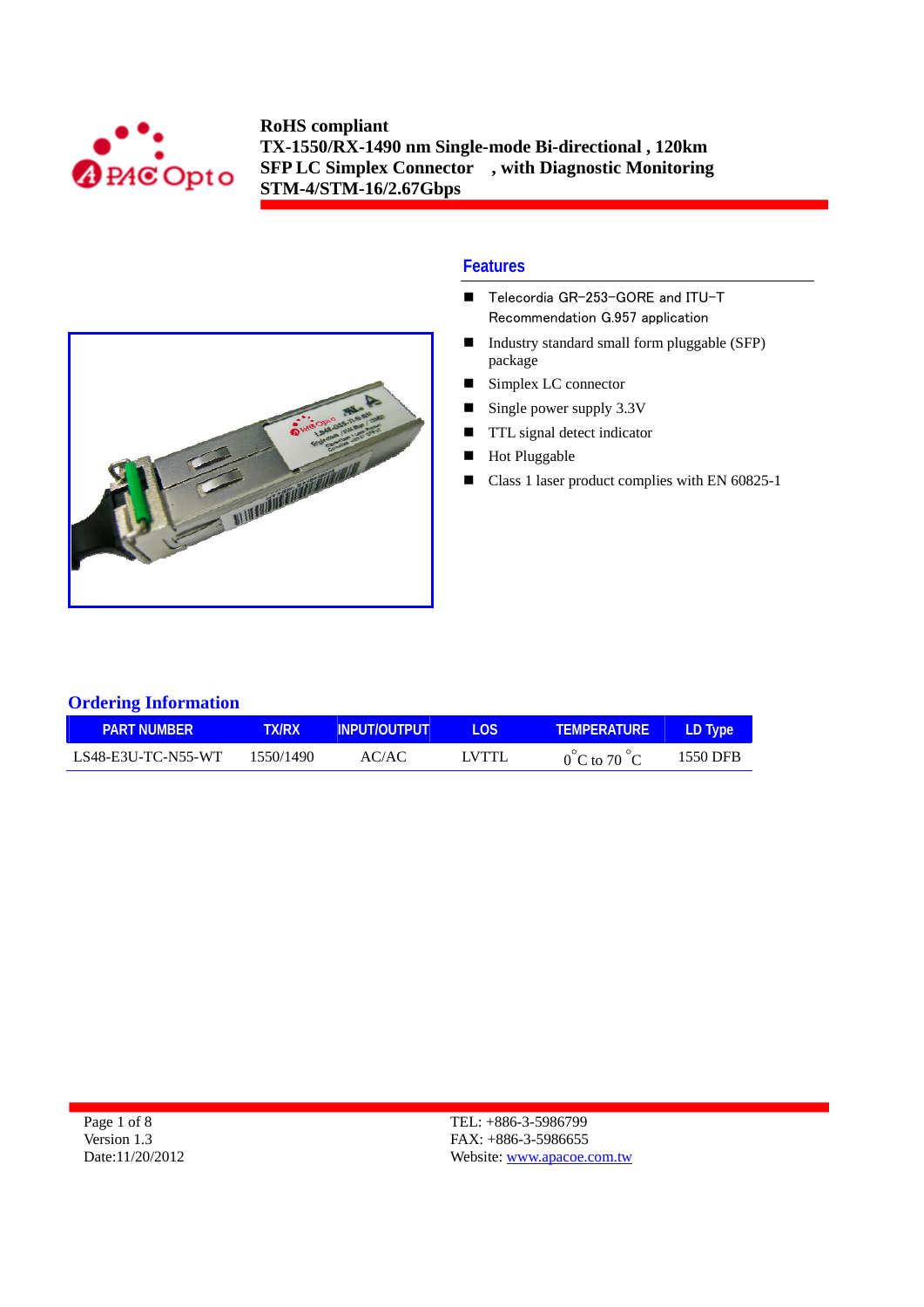**RoHS compliant**
**TX-1550/RX-1490 nm Single-mode Bi-directional , 120km**
**SFP LC Simplex Connector , with Diagnostic Monitoring**
**STM-4/STM-16/2.67Gbps**

## Features

- Telecordia GR-253-GORE and ITU-T Recommendation G.957 application
- Industry standard small form pluggable (SFP) package
- Simplex LC connector
- Single power supply 3.3V
- TTL signal detect indicator
- Hot Pluggable
- Class 1 laser product complies with EN 60825-1

## Ordering Information

| PART NUMBER | TX/RX | INPUT/OUTPUT | LOS | TEMPERATURE | LD Type |
|---|---|---|---|---|---|
| LS48-E3U-TC-N55-WT | 1550/1490 | AC/AC | LVTTL | 0°C to 70 °C | 1550 DFB |

Version 1.3
Date:11/20/2012

TEL: +886-3-5986799
FAX: +886-3-5986655
Website: www.apacoe.com.tw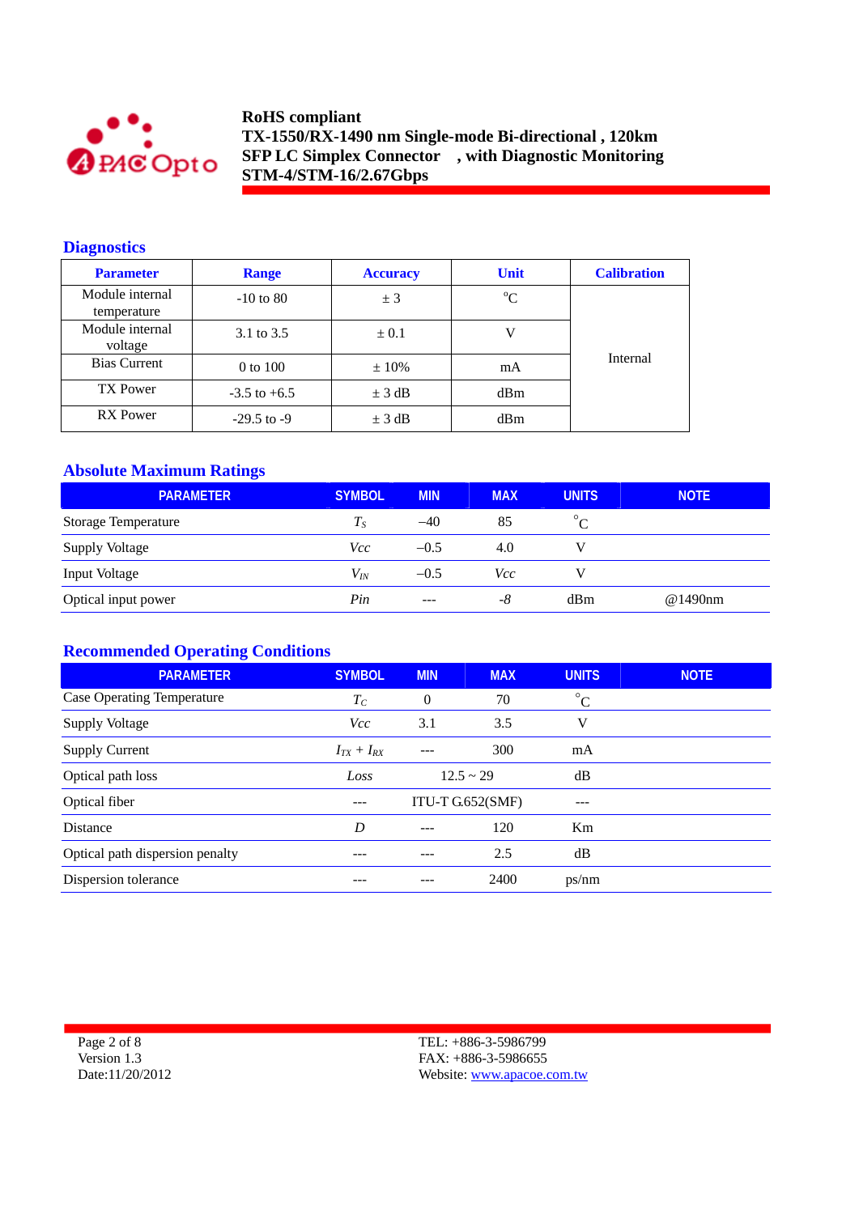## Diagnostics

| Parameter | Range | Accuracy | Unit | Calibration |
|---|---|---|---|---|
| Module internal temperature | -10 to 80 | ± 3 | °C | Internal |
| Module internal voltage | 3.1 to 3.5 | ± 0.1 | V | |
| Bias Current | 0 to 100 | ± 10% | mA | |
| TX Power | -3.5 to +6.5 | ± 3 dB | dBm | |
| RX Power | -29.5 to -9 | ± 3 dB | dBm | |

## Absolute Maximum Ratings

| PARAMETER | SYMBOL | MIN | MAX | UNITS | NOTE |
|---|---|---|---|---|---|
| Storage Temperature | $T_S$ | –40 | 85 | °C | |
| Supply Voltage | *Vcc* | –0.5 | 4.0 | V | |
| Input Voltage | $V_{IN}$ | –0.5 | *Vcc* | V | |
| Optical input power | *Pin* | --- | *-8* | dBm | @1490nm |

## Recommended Operating Conditions

| PARAMETER | SYMBOL | MIN | MAX | UNITS | NOTE |
|---|---|---|---|---|---|
| Case Operating Temperature | $T_C$ | 0 | 70 | °C | |
| Supply Voltage | *Vcc* | 3.1 | 3.5 | V | |
| Supply Current | $I_{TX} + I_{RX}$ | --- | 300 | mA | |
| Optical path loss | *Loss* | 12.5 ~ 29 | | dB | |
| Optical fiber | --- | ITU-T G.652(SMF) | | --- | |
| Distance | *D* | --- | 120 | Km | |
| Optical path dispersion penalty | --- | --- | 2.5 | dB | |
| Dispersion tolerance | --- | --- | 2400 | ps/nm | |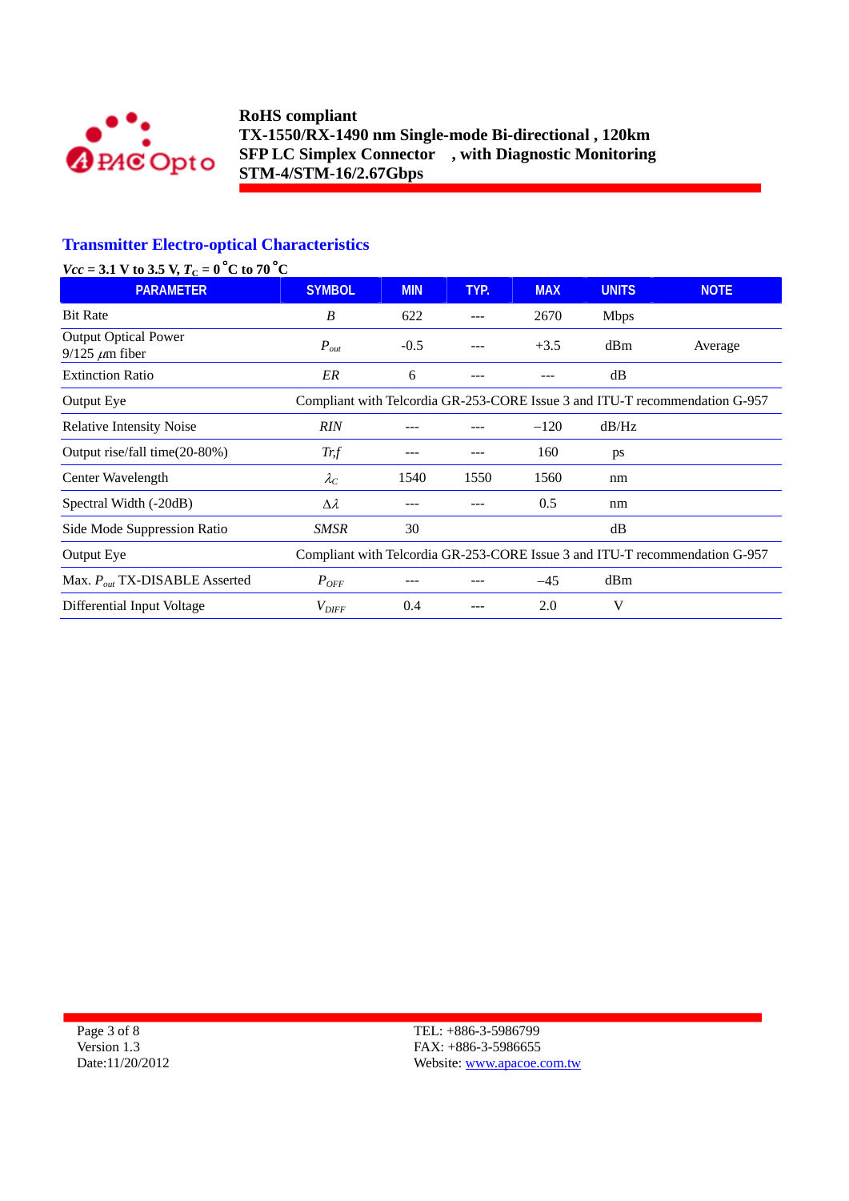## Transmitter Electro-optical Characteristics

***Vcc* = 3.1 V to 3.5 V, $T_C$ = 0 °C to 70 °C**

| PARAMETER | SYMBOL | MIN | TYP. | MAX | UNITS | NOTE |
|---|---|---|---|---|---|---|
| Bit Rate | *B* | 622 | --- | 2670 | Mbps | |
| Output Optical Power 9/125 $\mu$m fiber | $P_{out}$ | -0.5 | --- | +3.5 | dBm | Average |
| Extinction Ratio | *ER* | 6 | --- | --- | dB | |
| Output Eye | Compliant with Telcordia GR-253-CORE Issue 3 and ITU-T recommendation G-957 | | | | | |
| Relative Intensity Noise | *RIN* | --- | --- | –120 | dB/Hz | |
| Output rise/fall time(20-80%) | *Tr,f* | --- | --- | 160 | ps | |
| Center Wavelength | $\lambda_C$ | 1540 | 1550 | 1560 | nm | |
| Spectral Width (-20dB) | $\Delta\lambda$ | --- | --- | 0.5 | nm | |
| Side Mode Suppression Ratio | *SMSR* | 30 | | | dB | |
| Output Eye | Compliant with Telcordia GR-253-CORE Issue 3 and ITU-T recommendation G-957 | | | | | |
| Max. $P_{out}$ TX-DISABLE Asserted | $P_{OFF}$ | --- | --- | –45 | dBm | |
| Differential Input Voltage | $V_{DIFF}$ | 0.4 | --- | 2.0 | V | |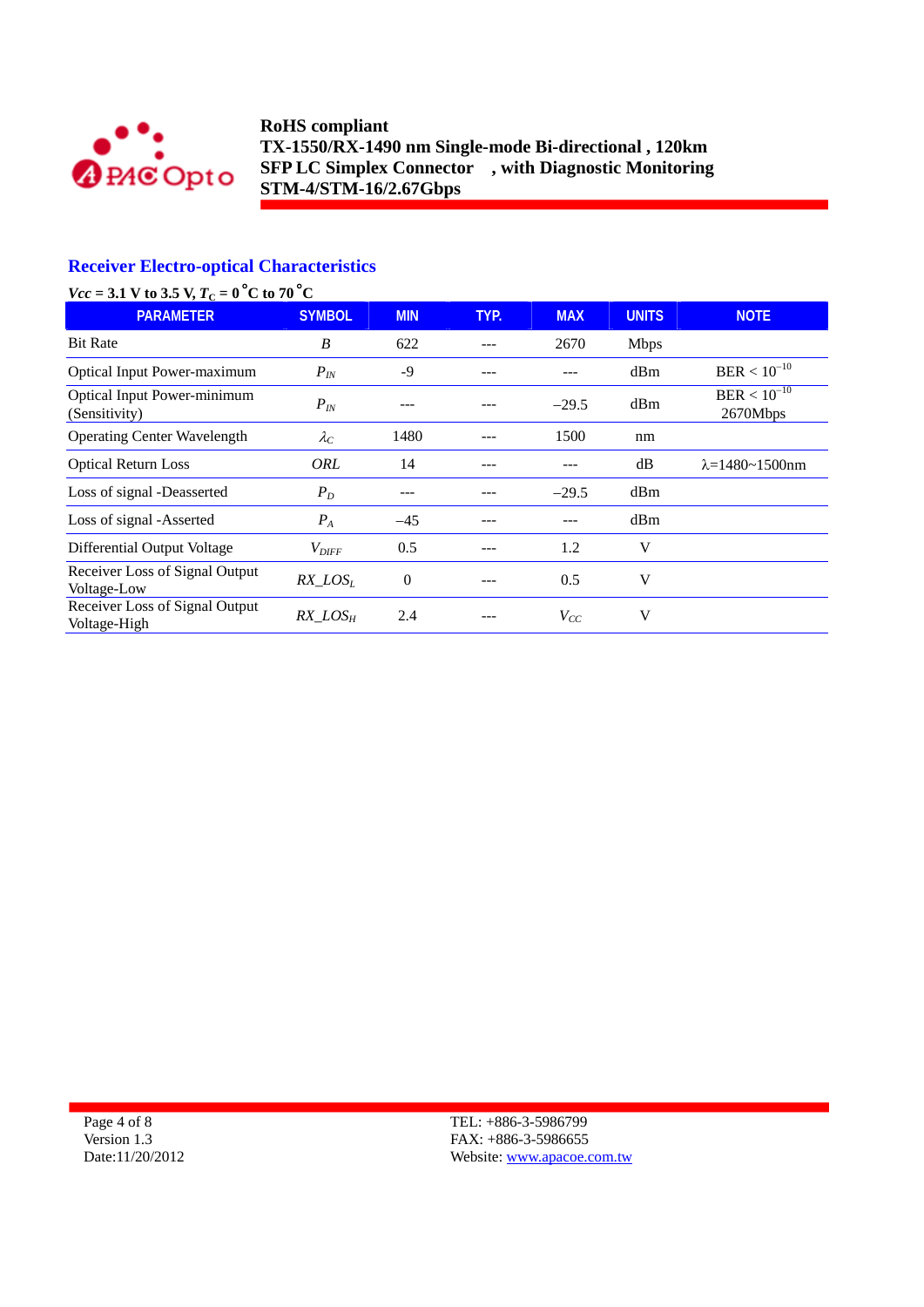## Receiver Electro-optical Characteristics

***Vcc* = 3.1 V to 3.5 V, $T_C$ = 0 °C to 70 °C**

| PARAMETER | SYMBOL | MIN | TYP. | MAX | UNITS | NOTE |
|---|---|---|---|---|---|---|
| Bit Rate | *B* | 622 | --- | 2670 | Mbps | |
| Optical Input Power-maximum | $P_{IN}$ | -9 | --- | --- | dBm | BER < $10^{-10}$ |
| Optical Input Power-minimum (Sensitivity) | $P_{IN}$ | --- | --- | −29.5 | dBm | BER < $10^{-10}$ 2670Mbps |
| Operating Center Wavelength | $\lambda_C$ | 1480 | --- | 1500 | nm | |
| Optical Return Loss | *ORL* | 14 | --- | --- | dB | λ=1480~1500nm |
| Loss of signal -Deasserted | $P_D$ | --- | --- | −29.5 | dBm | |
| Loss of signal -Asserted | $P_A$ | −45 | --- | --- | dBm | |
| Differential Output Voltage | $V_{DIFF}$ | 0.5 | --- | 1.2 | V | |
| Receiver Loss of Signal Output Voltage-Low | $RX\_LOS_L$ | 0 | --- | 0.5 | V | |
| Receiver Loss of Signal Output Voltage-High | $RX\_LOS_H$ | 2.4 | --- | $V_{CC}$ | V | |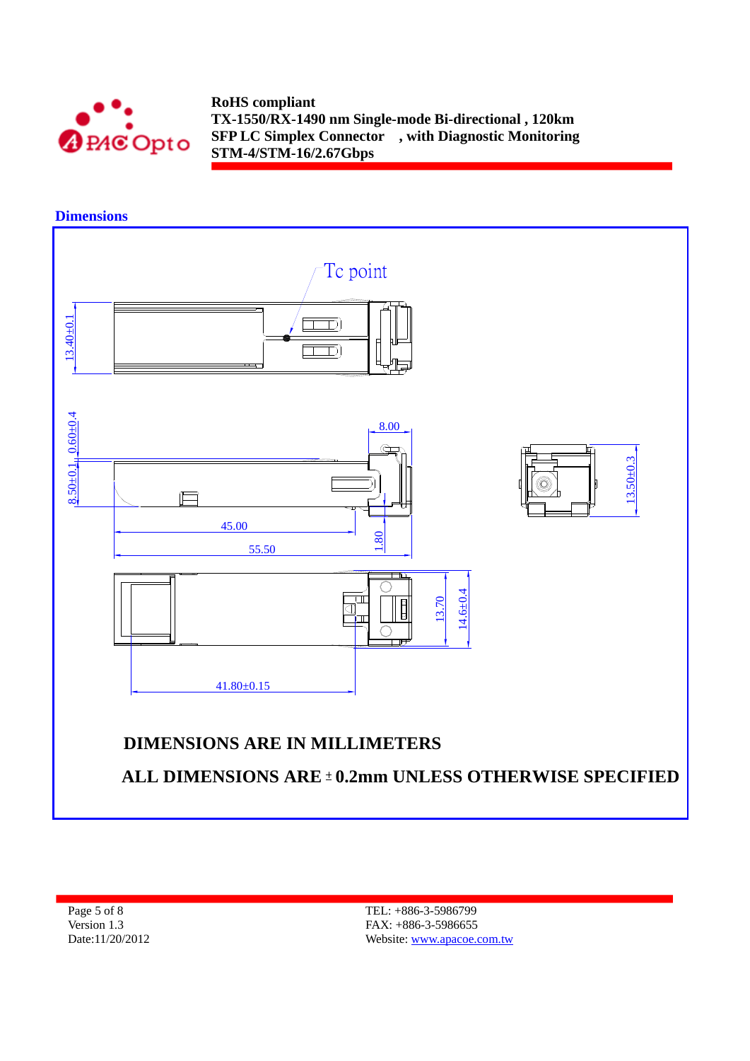## Dimensions

Tc point

13.40±0.1

0.60±0.4

8.50±0.1

8.00

45.00

55.50

1.80

13.50±0.3

13.70

14.6±0.4

41.80±0.15

**DIMENSIONS ARE IN MILLIMETERS**

**ALL DIMENSIONS ARE ± 0.2mm UNLESS OTHERWISE SPECIFIED**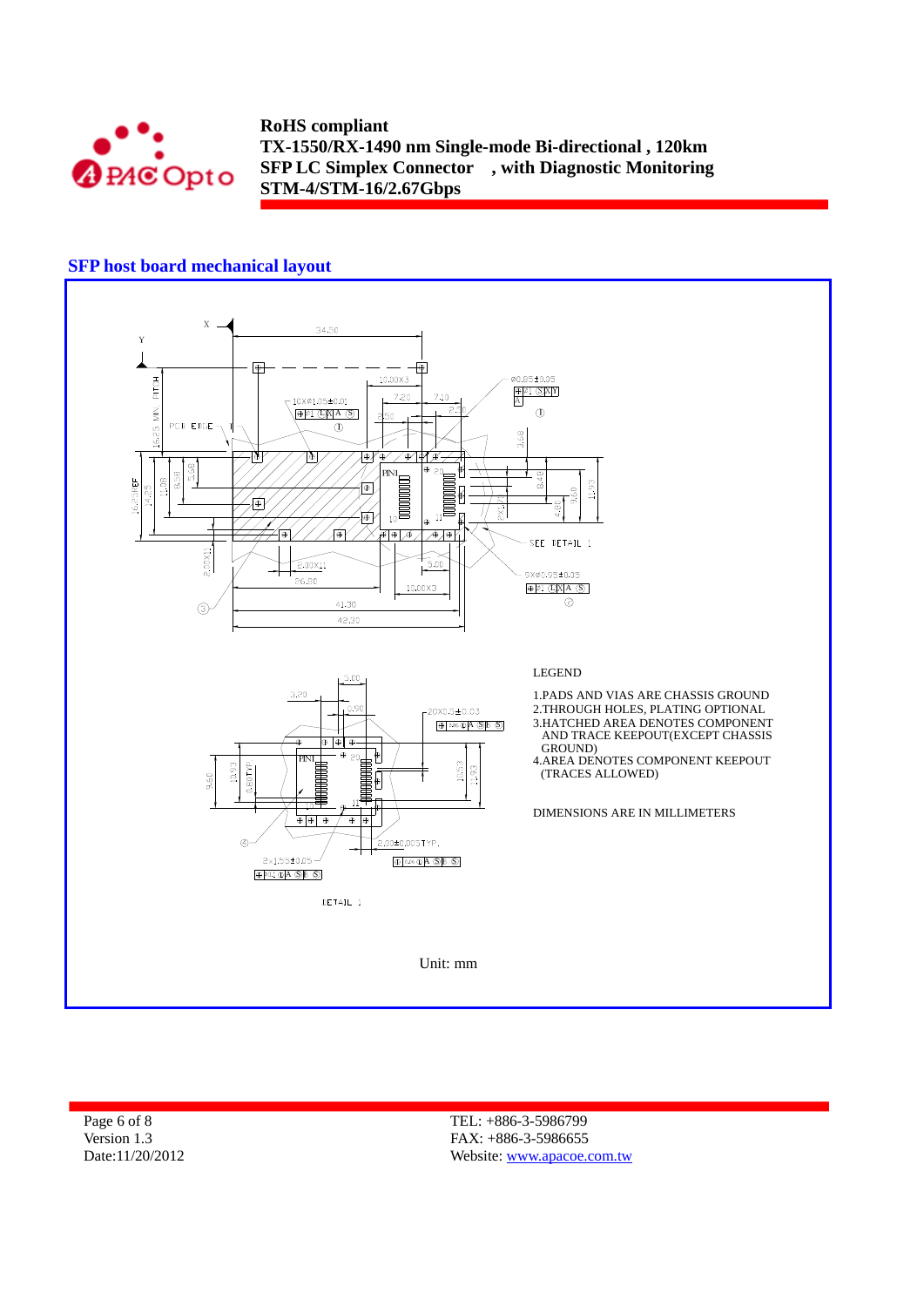## SFP host board mechanical layout

LEGEND

1.PADS AND VIAS ARE CHASSIS GROUND
2.THROUGH HOLES, PLATING OPTIONAL
3.HATCHED AREA DENOTES COMPONENT AND TRACE KEEPOUT(EXCEPT CHASSIS GROUND)
4.AREA DENOTES COMPONENT KEEPOUT (TRACES ALLOWED)

DIMENSIONS ARE IN MILLIMETERS

Unit: mm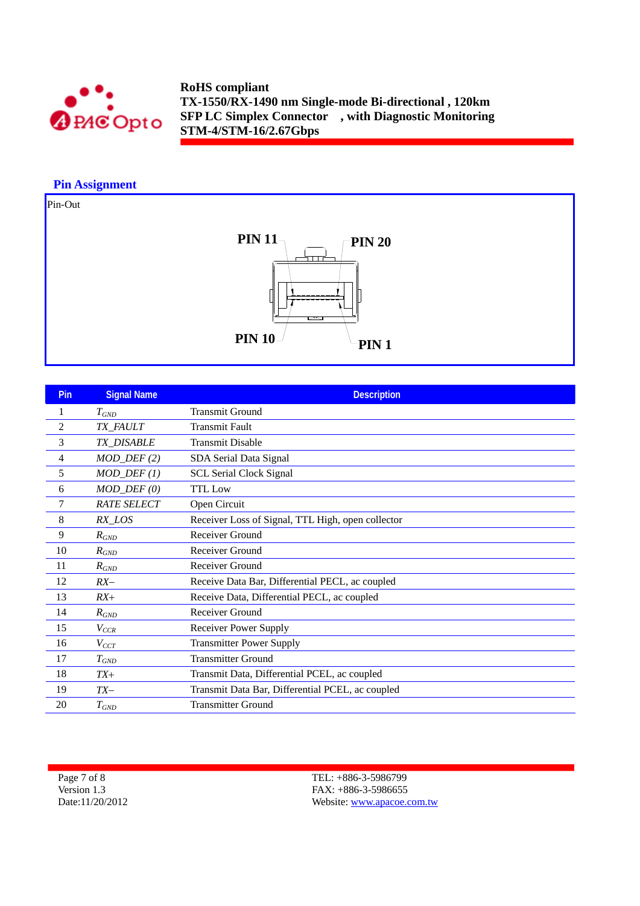## Pin Assignment

Pin-Out

PIN 11 PIN 20

PIN 10 PIN 1

| Pin | Signal Name | Description |
|---|---|---|
| 1 | $T_{GND}$ | Transmit Ground |
| 2 | *TX_FAULT* | Transmit Fault |
| 3 | *TX_DISABLE* | Transmit Disable |
| 4 | *MOD_DEF (2)* | SDA Serial Data Signal |
| 5 | *MOD_DEF (1)* | SCL Serial Clock Signal |
| 6 | *MOD_DEF (0)* | TTL Low |
| 7 | *RATE SELECT* | Open Circuit |
| 8 | *RX_LOS* | Receiver Loss of Signal, TTL High, open collector |
| 9 | $R_{GND}$ | Receiver Ground |
| 10 | $R_{GND}$ | Receiver Ground |
| 11 | $R_{GND}$ | Receiver Ground |
| 12 | *RX–* | Receive Data Bar, Differential PECL, ac coupled |
| 13 | *RX+* | Receive Data, Differential PECL, ac coupled |
| 14 | $R_{GND}$ | Receiver Ground |
| 15 | $V_{CCR}$ | Receiver Power Supply |
| 16 | $V_{CCT}$ | Transmitter Power Supply |
| 17 | $T_{GND}$ | Transmitter Ground |
| 18 | *TX+* | Transmit Data, Differential PCEL, ac coupled |
| 19 | *TX–* | Transmit Data Bar, Differential PCEL, ac coupled |
| 20 | $T_{GND}$ | Transmitter Ground |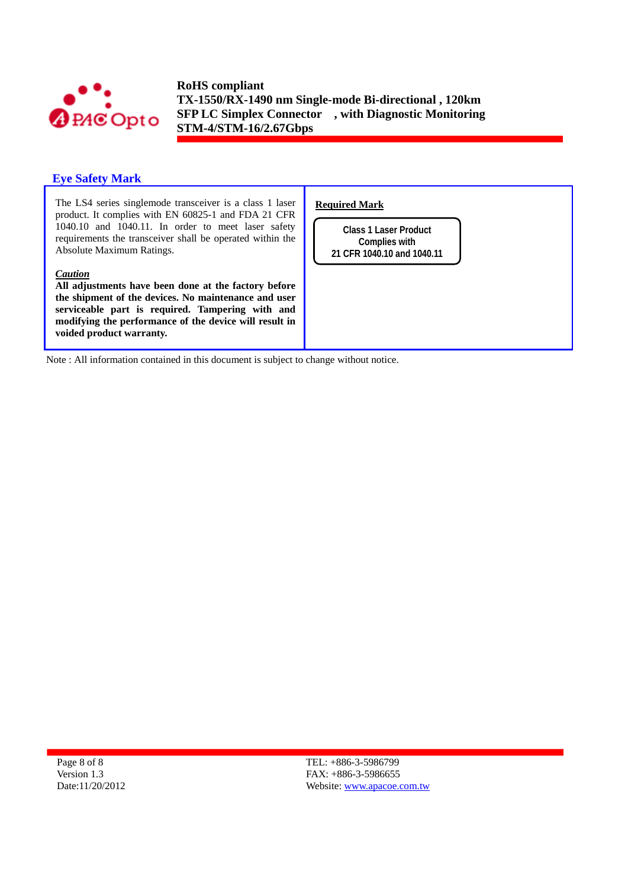## Eye Safety Mark

| | |
|---|---|
| The LS4 series singlemode transceiver is a class 1 laser product. It complies with EN 60825-1 and FDA 21 CFR 1040.10 and 1040.11. In order to meet laser safety requirements the transceiver shall be operated within the Absolute Maximum Ratings.<br><br>***Caution***<br>**All adjustments have been done at the factory before the shipment of the devices. No maintenance and user serviceable part is required. Tampering with and modifying the performance of the device will result in voided product warranty.** | **Required Mark**<br><br>**Class 1 Laser Product**<br>**Complies with**<br>**21 CFR 1040.10 and 1040.11** |

Note : All information contained in this document is subject to change without notice.